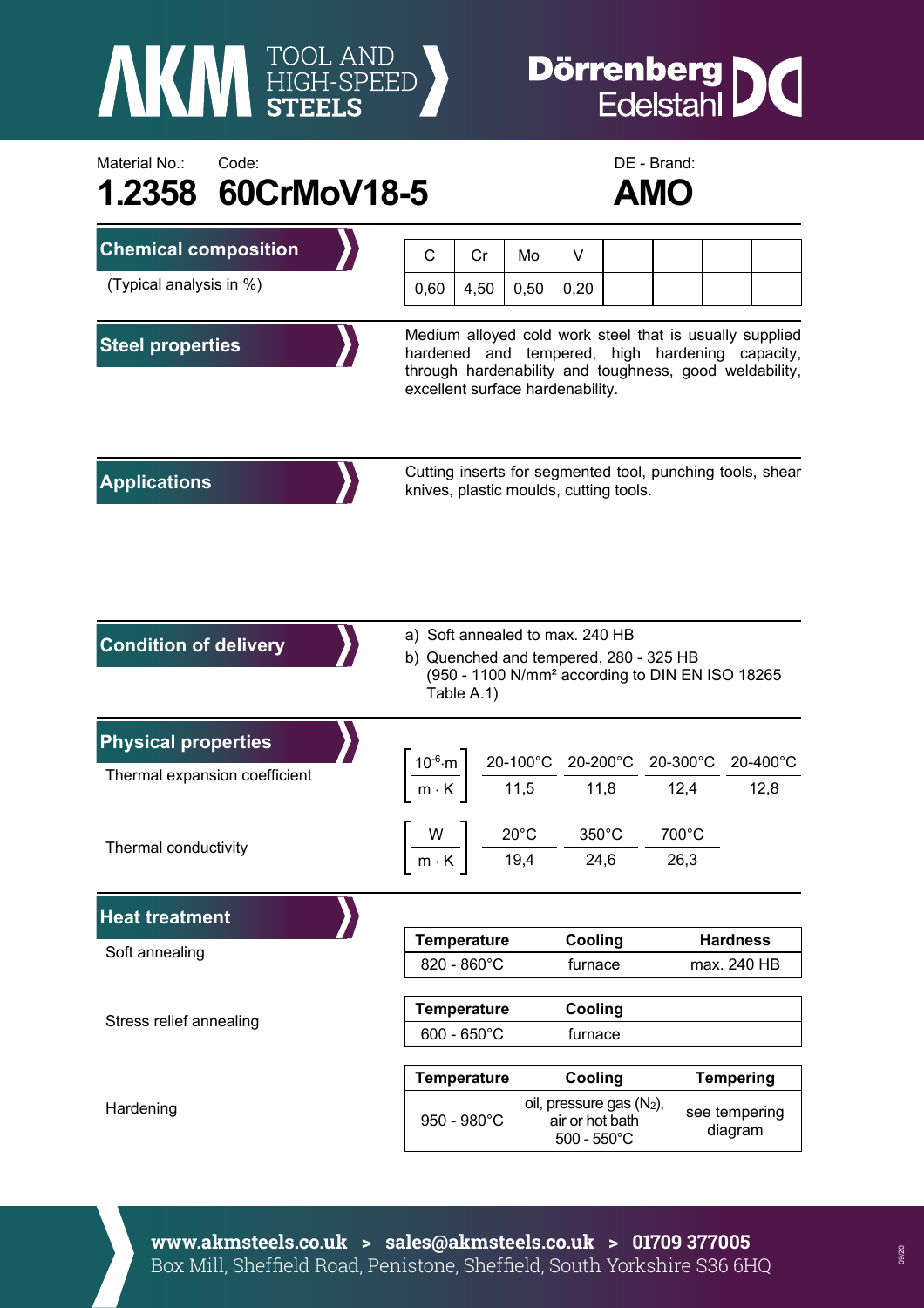Material No.: **1.2358** Code: **60CrMoV18-5**

DE - Brand: **AMO**

## Chemical composition

(Typical analysis in %)

| C | Cr | Mo | V | | | | |
|---|---|---|---|---|---|---|---|
| 0,60 | 4,50 | 0,50 | 0,20 | | | | |

## Steel properties

Medium alloyed cold work steel that is usually supplied hardened and tempered, high hardening capacity, through hardenability and toughness, good weldability, excellent surface hardenability.

## Applications

Cutting inserts for segmented tool, punching tools, shear knives, plastic moulds, cutting tools.

## Condition of delivery

a) Soft annealed to max. 240 HB

b) Quenched and tempered, 280 - 325 HB
(950 - 1100 N/mm² according to DIN EN ISO 18265 Table A.1)

## Physical properties

Thermal expansion coefficient

| $\left[\frac{10^{-6} \cdot m}{m \cdot K}\right]$ | 20-100°C | 20-200°C | 20-300°C | 20-400°C |
|---|---|---|---|---|
| | 11,5 | 11,8 | 12,4 | 12,8 |

Thermal conductivity

| $\left[\frac{W}{m \cdot K}\right]$ | 20°C | 350°C | 700°C |
|---|---|---|---|
| | 19,4 | 24,6 | 26,3 |

## Heat treatment

Soft annealing

| Temperature | Cooling | Hardness |
|---|---|---|
| 820 - 860°C | furnace | max. 240 HB |

Stress relief annealing

| Temperature | Cooling | |
|---|---|---|
| 600 - 650°C | furnace | |

Hardening

| Temperature | Cooling | Tempering |
|---|---|---|
| 950 - 980°C | oil, pressure gas ($N_2$), air or hot bath 500 - 550°C | see tempering diagram |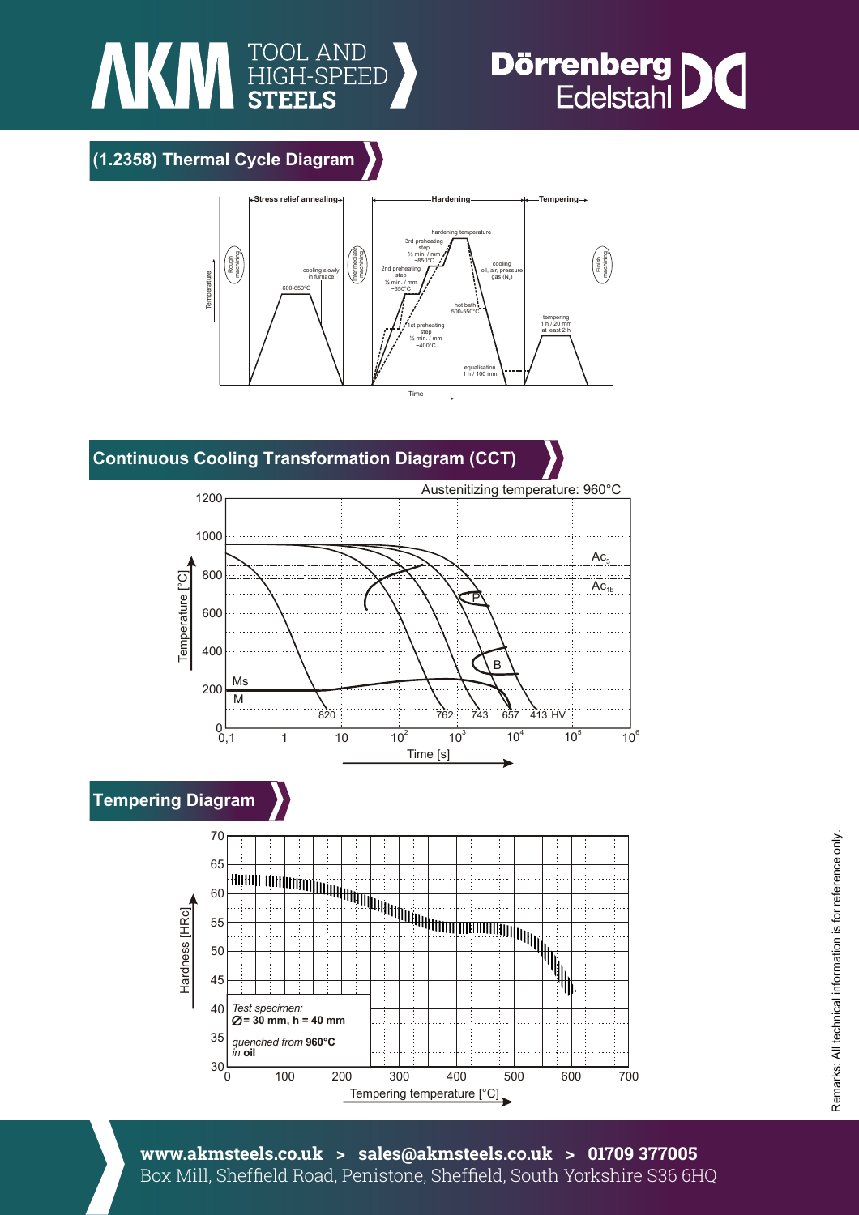AKM TOOL AND HIGH-SPEED STEELS

Dörrenberg Edelstahl

## (1.2358) Thermal Cycle Diagram

Stress relief annealing

Hardening

Tempering

Rough machining

Intermediate machining

Finish machining

Temperature

600-650°C

cooling slowly in furnace

hardening temperature

3rd preheating step ½ min. / mm ~850°C

2nd preheating step ½ min. / mm ~650°C

1st preheating step ½ min. / mm ~400°C

cooling oil, air, pressure gas ($N_2$)

hot bath 500-550°C

equalisation 1 h / 100 mm

tempering 1 h / 20 mm at least 2 h

Time

## Continuous Cooling Transformation Diagram (CCT)

Austenitizing temperature: 960°C

1200

1000

800

600

400

200

0

Temperature [°C]

$Ac_3$

$Ac_{1b}$

P

B

Ms

M

820

762

743

657

413 HV

0,1

1

10

$10^2$

$10^3$

$10^4$

$10^5$

$10^6$

Time [s]

## Tempering Diagram

70

65

60

55

50

45

40

35

30

Hardness [HRc]

*Test specimen:*
**Ø= 30 mm, h = 40 mm**

*quenched from* **960°C**
*in* **oil**

0

100

200

300

400

500

600

700

Tempering temperature [°C]

Remarks: All technical information is for reference only.

**www.akmsteels.co.uk > sales@akmsteels.co.uk > 01709 377005**
Box Mill, Sheffield Road, Penistone, Sheffield, South Yorkshire S36 6HQ